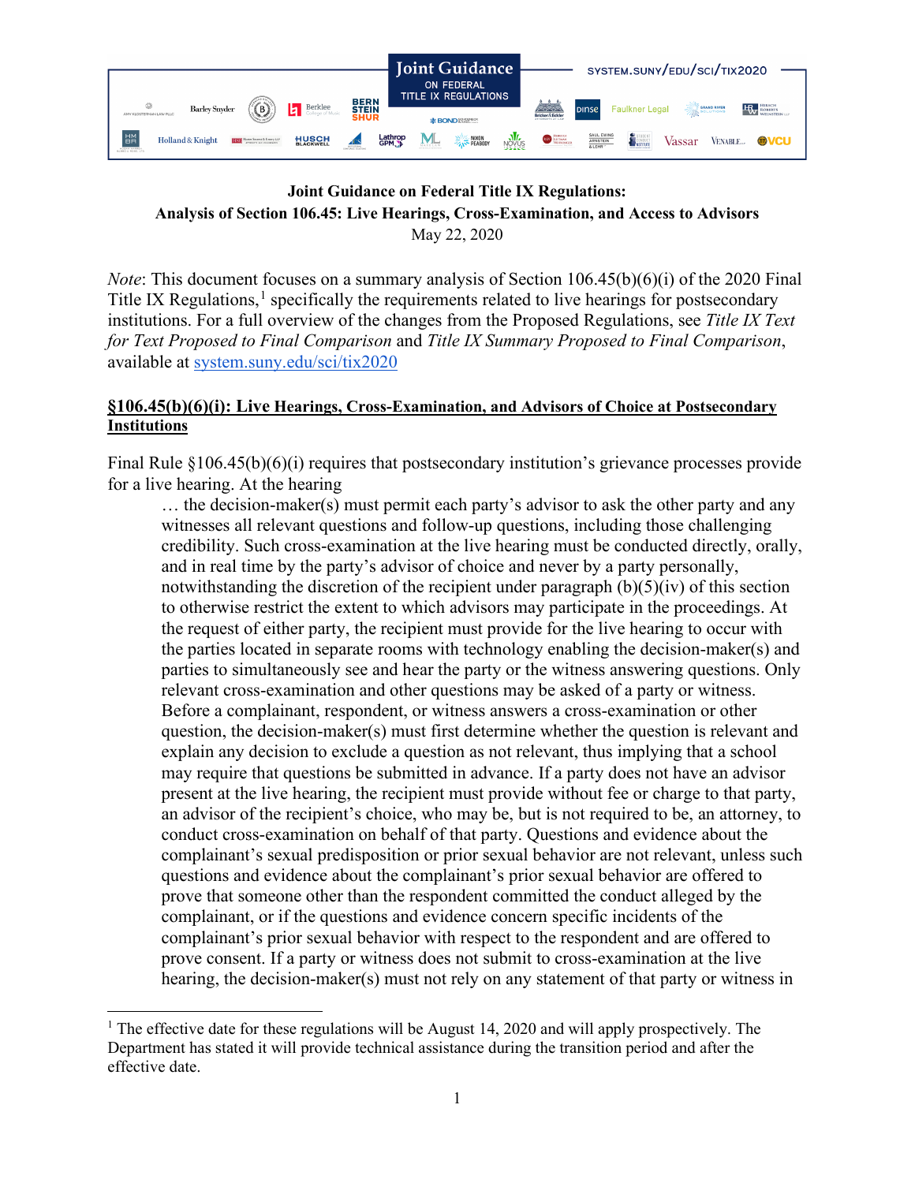**Joint Guidance on Federal Title IX Regulations:**
**Analysis of Section 106.45: Live Hearings, Cross-Examination, and Access to Advisors**
May 22, 2020

*Note*: This document focuses on a summary analysis of Section 106.45(b)(6)(i) of the 2020 Final Title IX Regulations,[1] specifically the requirements related to live hearings for postsecondary institutions. For a full overview of the changes from the Proposed Regulations, see *Title IX Text for Text Proposed to Final Comparison* and *Title IX Summary Proposed to Final Comparison*, available at system.suny.edu/sci/tix2020

## §106.45(b)(6)(i): Live Hearings, Cross-Examination, and Advisors of Choice at Postsecondary Institutions

Final Rule §106.45(b)(6)(i) requires that postsecondary institution's grievance processes provide for a live hearing. At the hearing

> … the decision-maker(s) must permit each party's advisor to ask the other party and any witnesses all relevant questions and follow-up questions, including those challenging credibility. Such cross-examination at the live hearing must be conducted directly, orally, and in real time by the party's advisor of choice and never by a party personally, notwithstanding the discretion of the recipient under paragraph (b)(5)(iv) of this section to otherwise restrict the extent to which advisors may participate in the proceedings. At the request of either party, the recipient must provide for the live hearing to occur with the parties located in separate rooms with technology enabling the decision-maker(s) and parties to simultaneously see and hear the party or the witness answering questions. Only relevant cross-examination and other questions may be asked of a party or witness. Before a complainant, respondent, or witness answers a cross-examination or other question, the decision-maker(s) must first determine whether the question is relevant and explain any decision to exclude a question as not relevant, thus implying that a school may require that questions be submitted in advance. If a party does not have an advisor present at the live hearing, the recipient must provide without fee or charge to that party, an advisor of the recipient's choice, who may be, but is not required to be, an attorney, to conduct cross-examination on behalf of that party. Questions and evidence about the complainant's sexual predisposition or prior sexual behavior are not relevant, unless such questions and evidence about the complainant's prior sexual behavior are offered to prove that someone other than the respondent committed the conduct alleged by the complainant, or if the questions and evidence concern specific incidents of the complainant's prior sexual behavior with respect to the respondent and are offered to prove consent. If a party or witness does not submit to cross-examination at the live hearing, the decision-maker(s) must not rely on any statement of that party or witness in

[1] The effective date for these regulations will be August 14, 2020 and will apply prospectively. The Department has stated it will provide technical assistance during the transition period and after the effective date.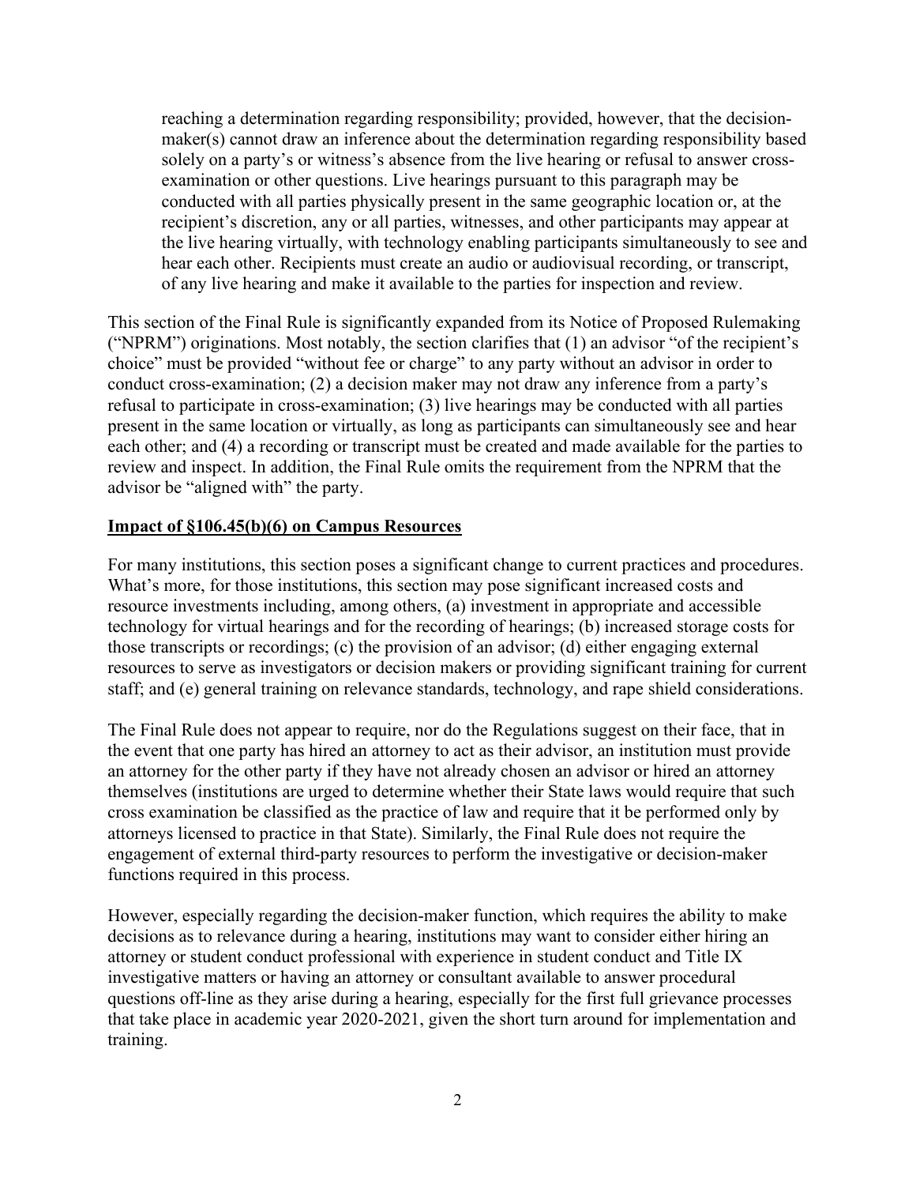> reaching a determination regarding responsibility; provided, however, that the decision-maker(s) cannot draw an inference about the determination regarding responsibility based solely on a party's or witness's absence from the live hearing or refusal to answer cross-examination or other questions. Live hearings pursuant to this paragraph may be conducted with all parties physically present in the same geographic location or, at the recipient's discretion, any or all parties, witnesses, and other participants may appear at the live hearing virtually, with technology enabling participants simultaneously to see and hear each other. Recipients must create an audio or audiovisual recording, or transcript, of any live hearing and make it available to the parties for inspection and review.

This section of the Final Rule is significantly expanded from its Notice of Proposed Rulemaking ("NPRM") originations. Most notably, the section clarifies that (1) an advisor "of the recipient's choice" must be provided "without fee or charge" to any party without an advisor in order to conduct cross-examination; (2) a decision maker may not draw any inference from a party's refusal to participate in cross-examination; (3) live hearings may be conducted with all parties present in the same location or virtually, as long as participants can simultaneously see and hear each other; and (4) a recording or transcript must be created and made available for the parties to review and inspect. In addition, the Final Rule omits the requirement from the NPRM that the advisor be "aligned with" the party.

**<u>Impact of §106.45(b)(6) on Campus Resources</u>**

For many institutions, this section poses a significant change to current practices and procedures. What's more, for those institutions, this section may pose significant increased costs and resource investments including, among others, (a) investment in appropriate and accessible technology for virtual hearings and for the recording of hearings; (b) increased storage costs for those transcripts or recordings; (c) the provision of an advisor; (d) either engaging external resources to serve as investigators or decision makers or providing significant training for current staff; and (e) general training on relevance standards, technology, and rape shield considerations.

The Final Rule does not appear to require, nor do the Regulations suggest on their face, that in the event that one party has hired an attorney to act as their advisor, an institution must provide an attorney for the other party if they have not already chosen an advisor or hired an attorney themselves (institutions are urged to determine whether their State laws would require that such cross examination be classified as the practice of law and require that it be performed only by attorneys licensed to practice in that State). Similarly, the Final Rule does not require the engagement of external third-party resources to perform the investigative or decision-maker functions required in this process.

However, especially regarding the decision-maker function, which requires the ability to make decisions as to relevance during a hearing, institutions may want to consider either hiring an attorney or student conduct professional with experience in student conduct and Title IX investigative matters or having an attorney or consultant available to answer procedural questions off-line as they arise during a hearing, especially for the first full grievance processes that take place in academic year 2020-2021, given the short turn around for implementation and training.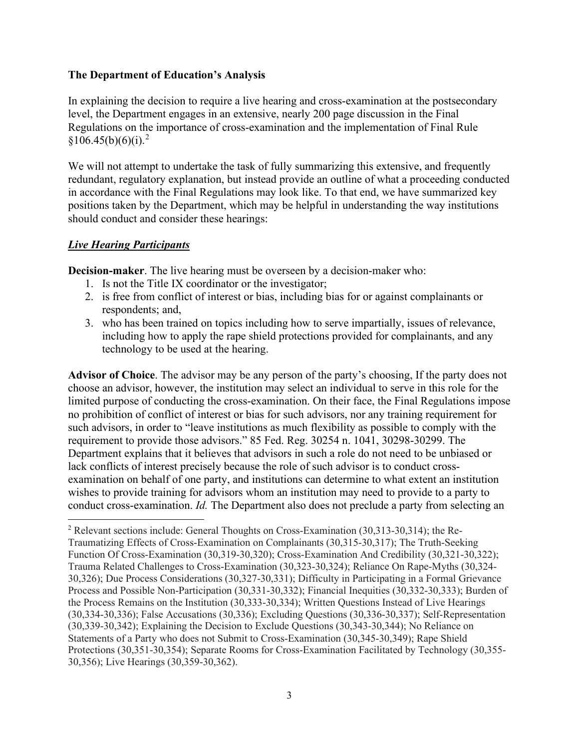**The Department of Education's Analysis**

In explaining the decision to require a live hearing and cross-examination at the postsecondary level, the Department engages in an extensive, nearly 200 page discussion in the Final Regulations on the importance of cross-examination and the implementation of Final Rule §106.45(b)(6)(i).[2]

We will not attempt to undertake the task of fully summarizing this extensive, and frequently redundant, regulatory explanation, but instead provide an outline of what a proceeding conducted in accordance with the Final Regulations may look like. To that end, we have summarized key positions taken by the Department, which may be helpful in understanding the way institutions should conduct and consider these hearings:

***Live Hearing Participants***

**Decision-maker**. The live hearing must be overseen by a decision-maker who:

1. Is not the Title IX coordinator or the investigator;
2. is free from conflict of interest or bias, including bias for or against complainants or respondents; and,
3. who has been trained on topics including how to serve impartially, issues of relevance, including how to apply the rape shield protections provided for complainants, and any technology to be used at the hearing.

**Advisor of Choice**. The advisor may be any person of the party's choosing, If the party does not choose an advisor, however, the institution may select an individual to serve in this role for the limited purpose of conducting the cross-examination. On their face, the Final Regulations impose no prohibition of conflict of interest or bias for such advisors, nor any training requirement for such advisors, in order to "leave institutions as much flexibility as possible to comply with the requirement to provide those advisors." 85 Fed. Reg. 30254 n. 1041, 30298-30299. The Department explains that it believes that advisors in such a role do not need to be unbiased or lack conflicts of interest precisely because the role of such advisor is to conduct cross-examination on behalf of one party, and institutions can determine to what extent an institution wishes to provide training for advisors whom an institution may need to provide to a party to conduct cross-examination. *Id.* The Department also does not preclude a party from selecting an

---

[2] Relevant sections include: General Thoughts on Cross-Examination (30,313-30,314); the Re-Traumatizing Effects of Cross-Examination on Complainants (30,315-30,317); The Truth-Seeking Function Of Cross-Examination (30,319-30,320); Cross-Examination And Credibility (30,321-30,322); Trauma Related Challenges to Cross-Examination (30,323-30,324); Reliance On Rape-Myths (30,324-30,326); Due Process Considerations (30,327-30,331); Difficulty in Participating in a Formal Grievance Process and Possible Non-Participation (30,331-30,332); Financial Inequities (30,332-30,333); Burden of the Process Remains on the Institution (30,333-30,334); Written Questions Instead of Live Hearings (30,334-30,336); False Accusations (30,336); Excluding Questions (30,336-30,337); Self-Representation (30,339-30,342); Explaining the Decision to Exclude Questions (30,343-30,344); No Reliance on Statements of a Party who does not Submit to Cross-Examination (30,345-30,349); Rape Shield Protections (30,351-30,354); Separate Rooms for Cross-Examination Facilitated by Technology (30,355-30,356); Live Hearings (30,359-30,362).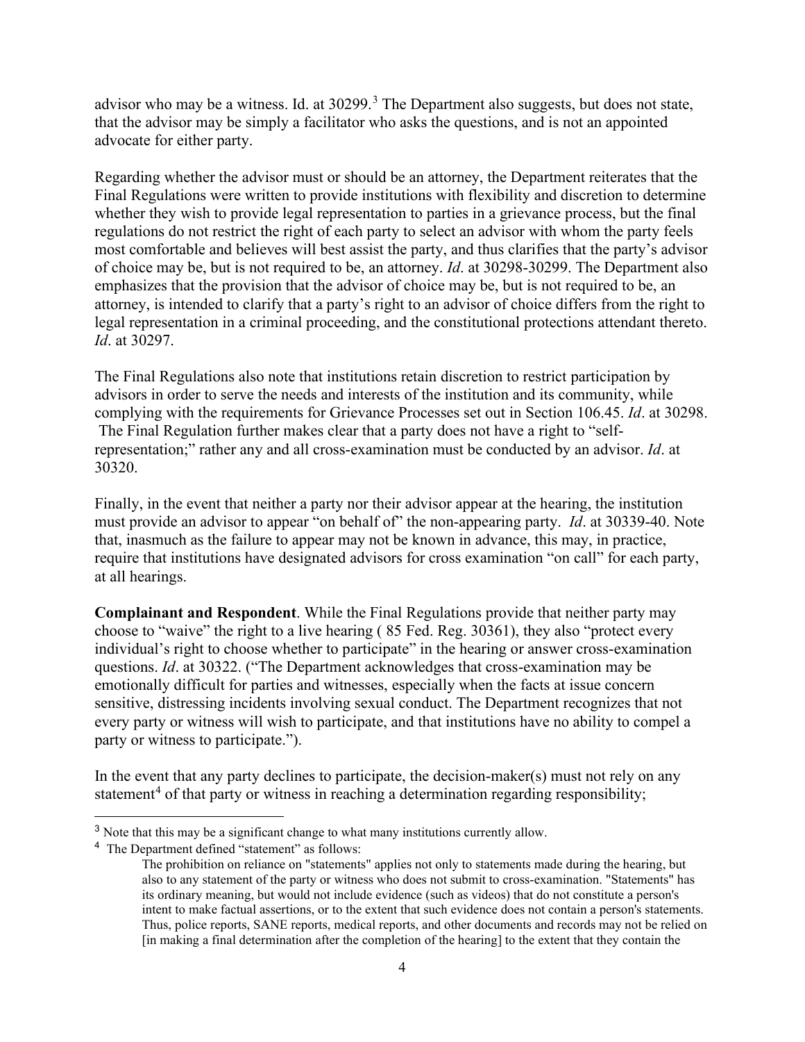advisor who may be a witness. Id. at 30299.[3] The Department also suggests, but does not state, that the advisor may be simply a facilitator who asks the questions, and is not an appointed advocate for either party.

Regarding whether the advisor must or should be an attorney, the Department reiterates that the Final Regulations were written to provide institutions with flexibility and discretion to determine whether they wish to provide legal representation to parties in a grievance process, but the final regulations do not restrict the right of each party to select an advisor with whom the party feels most comfortable and believes will best assist the party, and thus clarifies that the party's advisor of choice may be, but is not required to be, an attorney. *Id*. at 30298-30299. The Department also emphasizes that the provision that the advisor of choice may be, but is not required to be, an attorney, is intended to clarify that a party's right to an advisor of choice differs from the right to legal representation in a criminal proceeding, and the constitutional protections attendant thereto. *Id*. at 30297.

The Final Regulations also note that institutions retain discretion to restrict participation by advisors in order to serve the needs and interests of the institution and its community, while complying with the requirements for Grievance Processes set out in Section 106.45. *Id*. at 30298. The Final Regulation further makes clear that a party does not have a right to "self-representation;" rather any and all cross-examination must be conducted by an advisor. *Id*. at 30320.

Finally, in the event that neither a party nor their advisor appear at the hearing, the institution must provide an advisor to appear "on behalf of" the non-appearing party. *Id*. at 30339-40. Note that, inasmuch as the failure to appear may not be known in advance, this may, in practice, require that institutions have designated advisors for cross examination "on call" for each party, at all hearings.

**Complainant and Respondent**. While the Final Regulations provide that neither party may choose to "waive" the right to a live hearing ( 85 Fed. Reg. 30361), they also "protect every individual's right to choose whether to participate" in the hearing or answer cross-examination questions. *Id*. at 30322. ("The Department acknowledges that cross-examination may be emotionally difficult for parties and witnesses, especially when the facts at issue concern sensitive, distressing incidents involving sexual conduct. The Department recognizes that not every party or witness will wish to participate, and that institutions have no ability to compel a party or witness to participate.").

In the event that any party declines to participate, the decision-maker(s) must not rely on any statement[4] of that party or witness in reaching a determination regarding responsibility;

---

[3] Note that this may be a significant change to what many institutions currently allow.

[4] The Department defined "statement" as follows:

> The prohibition on reliance on "statements" applies not only to statements made during the hearing, but also to any statement of the party or witness who does not submit to cross-examination. "Statements" has its ordinary meaning, but would not include evidence (such as videos) that do not constitute a person's intent to make factual assertions, or to the extent that such evidence does not contain a person's statements. Thus, police reports, SANE reports, medical reports, and other documents and records may not be relied on [in making a final determination after the completion of the hearing] to the extent that they contain the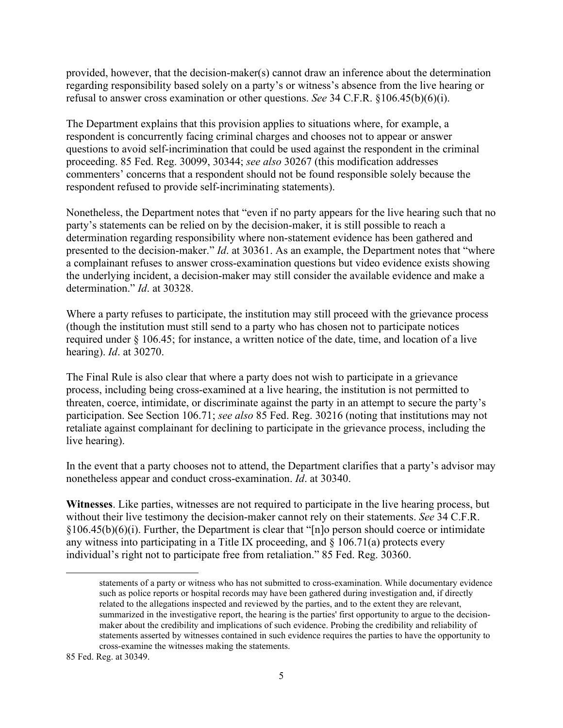provided, however, that the decision-maker(s) cannot draw an inference about the determination regarding responsibility based solely on a party's or witness's absence from the live hearing or refusal to answer cross examination or other questions. *See* 34 C.F.R. §106.45(b)(6)(i).

The Department explains that this provision applies to situations where, for example, a respondent is concurrently facing criminal charges and chooses not to appear or answer questions to avoid self-incrimination that could be used against the respondent in the criminal proceeding. 85 Fed. Reg. 30099, 30344; *see also* 30267 (this modification addresses commenters' concerns that a respondent should not be found responsible solely because the respondent refused to provide self-incriminating statements).

Nonetheless, the Department notes that "even if no party appears for the live hearing such that no party's statements can be relied on by the decision-maker, it is still possible to reach a determination regarding responsibility where non-statement evidence has been gathered and presented to the decision-maker." *Id*. at 30361. As an example, the Department notes that "where a complainant refuses to answer cross-examination questions but video evidence exists showing the underlying incident, a decision-maker may still consider the available evidence and make a determination." *Id*. at 30328.

Where a party refuses to participate, the institution may still proceed with the grievance process (though the institution must still send to a party who has chosen not to participate notices required under § 106.45; for instance, a written notice of the date, time, and location of a live hearing). *Id*. at 30270.

The Final Rule is also clear that where a party does not wish to participate in a grievance process, including being cross-examined at a live hearing, the institution is not permitted to threaten, coerce, intimidate, or discriminate against the party in an attempt to secure the party's participation. See Section 106.71; *see also* 85 Fed. Reg. 30216 (noting that institutions may not retaliate against complainant for declining to participate in the grievance process, including the live hearing).

In the event that a party chooses not to attend, the Department clarifies that a party's advisor may nonetheless appear and conduct cross-examination. *Id*. at 30340.

**Witnesses**. Like parties, witnesses are not required to participate in the live hearing process, but without their live testimony the decision-maker cannot rely on their statements. *See* 34 C.F.R. §106.45(b)(6)(i). Further, the Department is clear that "[n]o person should coerce or intimidate any witness into participating in a Title IX proceeding, and § 106.71(a) protects every individual's right not to participate free from retaliation." 85 Fed. Reg. 30360.

---

> statements of a party or witness who has not submitted to cross-examination. While documentary evidence such as police reports or hospital records may have been gathered during investigation and, if directly related to the allegations inspected and reviewed by the parties, and to the extent they are relevant, summarized in the investigative report, the hearing is the parties' first opportunity to argue to the decision-maker about the credibility and implications of such evidence. Probing the credibility and reliability of statements asserted by witnesses contained in such evidence requires the parties to have the opportunity to cross-examine the witnesses making the statements.

85 Fed. Reg. at 30349.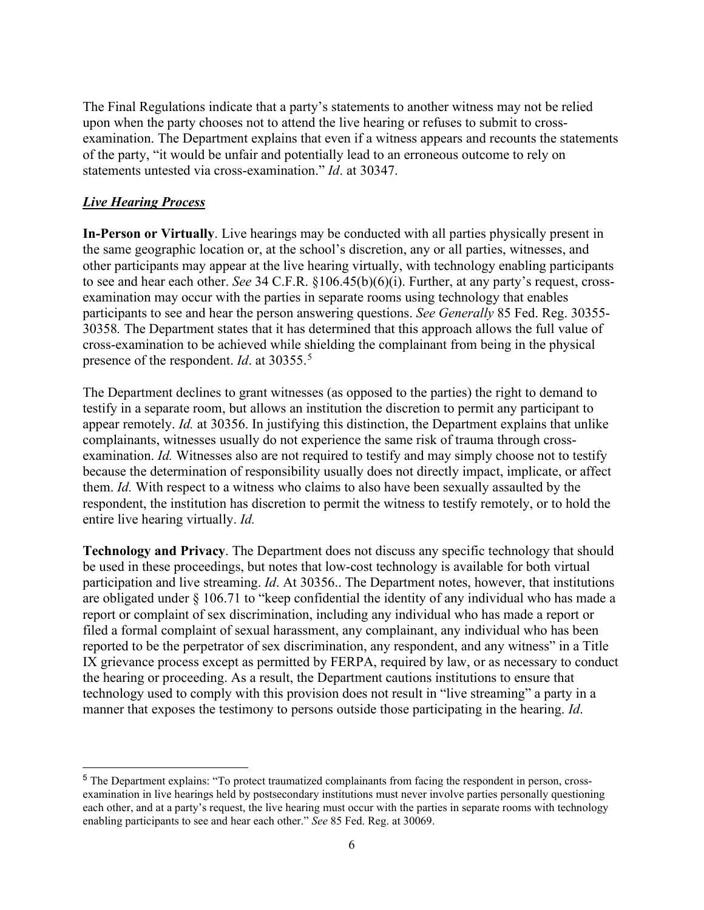The Final Regulations indicate that a party's statements to another witness may not be relied upon when the party chooses not to attend the live hearing or refuses to submit to cross-examination. The Department explains that even if a witness appears and recounts the statements of the party, "it would be unfair and potentially lead to an erroneous outcome to rely on statements untested via cross-examination." *Id*. at 30347.

***Live Hearing Process***

**In-Person or Virtually**. Live hearings may be conducted with all parties physically present in the same geographic location or, at the school's discretion, any or all parties, witnesses, and other participants may appear at the live hearing virtually, with technology enabling participants to see and hear each other. *See* 34 C.F.R. §106.45(b)(6)(i). Further, at any party's request, cross-examination may occur with the parties in separate rooms using technology that enables participants to see and hear the person answering questions. *See Generally* 85 Fed. Reg. 30355-30358*.* The Department states that it has determined that this approach allows the full value of cross-examination to be achieved while shielding the complainant from being in the physical presence of the respondent. *Id*. at 30355.[5]

The Department declines to grant witnesses (as opposed to the parties) the right to demand to testify in a separate room, but allows an institution the discretion to permit any participant to appear remotely. *Id.* at 30356. In justifying this distinction, the Department explains that unlike complainants, witnesses usually do not experience the same risk of trauma through cross-examination. *Id.* Witnesses also are not required to testify and may simply choose not to testify because the determination of responsibility usually does not directly impact, implicate, or affect them. *Id.* With respect to a witness who claims to also have been sexually assaulted by the respondent, the institution has discretion to permit the witness to testify remotely, or to hold the entire live hearing virtually. *Id.*

**Technology and Privacy**. The Department does not discuss any specific technology that should be used in these proceedings, but notes that low-cost technology is available for both virtual participation and live streaming. *Id*. At 30356.. The Department notes, however, that institutions are obligated under § 106.71 to "keep confidential the identity of any individual who has made a report or complaint of sex discrimination, including any individual who has made a report or filed a formal complaint of sexual harassment, any complainant, any individual who has been reported to be the perpetrator of sex discrimination, any respondent, and any witness" in a Title IX grievance process except as permitted by FERPA, required by law, or as necessary to conduct the hearing or proceeding. As a result, the Department cautions institutions to ensure that technology used to comply with this provision does not result in "live streaming" a party in a manner that exposes the testimony to persons outside those participating in the hearing. *Id*.

---

[5] The Department explains: "To protect traumatized complainants from facing the respondent in person, cross-examination in live hearings held by postsecondary institutions must never involve parties personally questioning each other, and at a party's request, the live hearing must occur with the parties in separate rooms with technology enabling participants to see and hear each other." *See* 85 Fed. Reg. at 30069.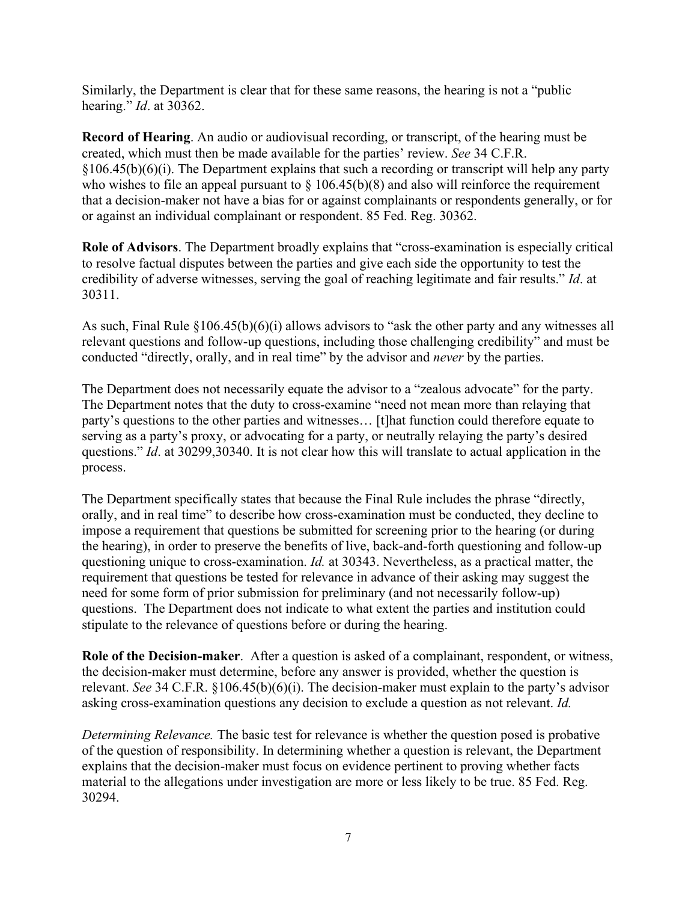Similarly, the Department is clear that for these same reasons, the hearing is not a "public hearing." *Id*. at 30362.

**Record of Hearing**. An audio or audiovisual recording, or transcript, of the hearing must be created, which must then be made available for the parties' review. *See* 34 C.F.R. §106.45(b)(6)(i). The Department explains that such a recording or transcript will help any party who wishes to file an appeal pursuant to § 106.45(b)(8) and also will reinforce the requirement that a decision-maker not have a bias for or against complainants or respondents generally, or for or against an individual complainant or respondent. 85 Fed. Reg. 30362.

**Role of Advisors**. The Department broadly explains that "cross-examination is especially critical to resolve factual disputes between the parties and give each side the opportunity to test the credibility of adverse witnesses, serving the goal of reaching legitimate and fair results." *Id*. at 30311.

As such, Final Rule §106.45(b)(6)(i) allows advisors to "ask the other party and any witnesses all relevant questions and follow-up questions, including those challenging credibility" and must be conducted "directly, orally, and in real time" by the advisor and *never* by the parties.

The Department does not necessarily equate the advisor to a "zealous advocate" for the party. The Department notes that the duty to cross-examine "need not mean more than relaying that party's questions to the other parties and witnesses… [t]hat function could therefore equate to serving as a party's proxy, or advocating for a party, or neutrally relaying the party's desired questions." *Id*. at 30299,30340. It is not clear how this will translate to actual application in the process.

The Department specifically states that because the Final Rule includes the phrase "directly, orally, and in real time" to describe how cross-examination must be conducted, they decline to impose a requirement that questions be submitted for screening prior to the hearing (or during the hearing), in order to preserve the benefits of live, back-and-forth questioning and follow-up questioning unique to cross-examination. *Id.* at 30343. Nevertheless, as a practical matter, the requirement that questions be tested for relevance in advance of their asking may suggest the need for some form of prior submission for preliminary (and not necessarily follow-up) questions. The Department does not indicate to what extent the parties and institution could stipulate to the relevance of questions before or during the hearing.

**Role of the Decision-maker**. After a question is asked of a complainant, respondent, or witness, the decision-maker must determine, before any answer is provided, whether the question is relevant. *See* 34 C.F.R. §106.45(b)(6)(i). The decision-maker must explain to the party's advisor asking cross-examination questions any decision to exclude a question as not relevant. *Id.*

*Determining Relevance.* The basic test for relevance is whether the question posed is probative of the question of responsibility. In determining whether a question is relevant, the Department explains that the decision-maker must focus on evidence pertinent to proving whether facts material to the allegations under investigation are more or less likely to be true. 85 Fed. Reg. 30294.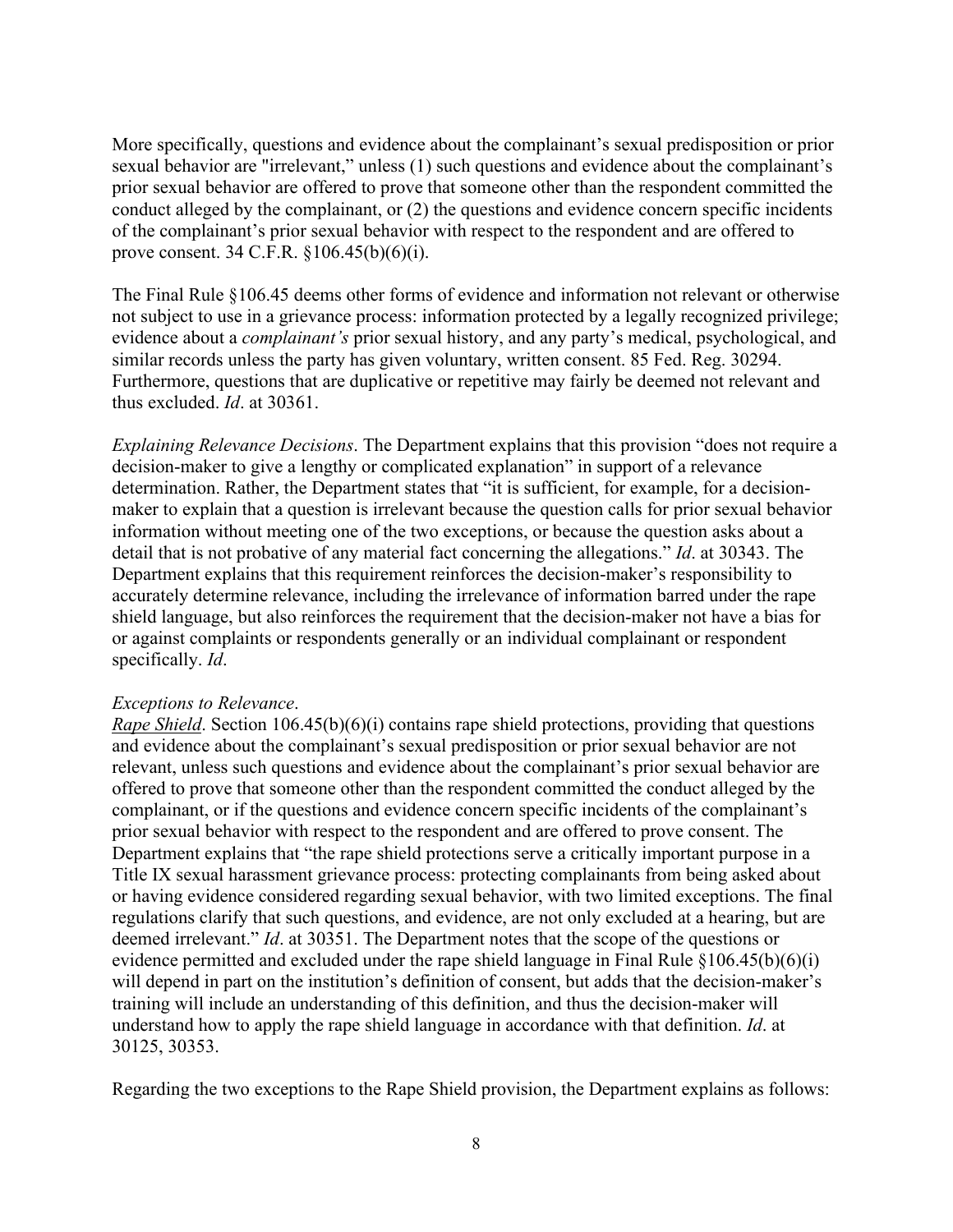More specifically, questions and evidence about the complainant's sexual predisposition or prior sexual behavior are "irrelevant," unless (1) such questions and evidence about the complainant's prior sexual behavior are offered to prove that someone other than the respondent committed the conduct alleged by the complainant, or (2) the questions and evidence concern specific incidents of the complainant's prior sexual behavior with respect to the respondent and are offered to prove consent. 34 C.F.R. §106.45(b)(6)(i).

The Final Rule §106.45 deems other forms of evidence and information not relevant or otherwise not subject to use in a grievance process: information protected by a legally recognized privilege; evidence about a *complainant's* prior sexual history, and any party's medical, psychological, and similar records unless the party has given voluntary, written consent. 85 Fed. Reg. 30294. Furthermore, questions that are duplicative or repetitive may fairly be deemed not relevant and thus excluded. *Id*. at 30361.

*Explaining Relevance Decisions*. The Department explains that this provision "does not require a decision-maker to give a lengthy or complicated explanation" in support of a relevance determination. Rather, the Department states that "it is sufficient, for example, for a decision-maker to explain that a question is irrelevant because the question calls for prior sexual behavior information without meeting one of the two exceptions, or because the question asks about a detail that is not probative of any material fact concerning the allegations." *Id*. at 30343. The Department explains that this requirement reinforces the decision-maker's responsibility to accurately determine relevance, including the irrelevance of information barred under the rape shield language, but also reinforces the requirement that the decision-maker not have a bias for or against complaints or respondents generally or an individual complainant or respondent specifically. *Id*.

*Exceptions to Relevance*.
*<u>Rape Shield</u>*. Section 106.45(b)(6)(i) contains rape shield protections, providing that questions and evidence about the complainant's sexual predisposition or prior sexual behavior are not relevant, unless such questions and evidence about the complainant's prior sexual behavior are offered to prove that someone other than the respondent committed the conduct alleged by the complainant, or if the questions and evidence concern specific incidents of the complainant's prior sexual behavior with respect to the respondent and are offered to prove consent. The Department explains that "the rape shield protections serve a critically important purpose in a Title IX sexual harassment grievance process: protecting complainants from being asked about or having evidence considered regarding sexual behavior, with two limited exceptions. The final regulations clarify that such questions, and evidence, are not only excluded at a hearing, but are deemed irrelevant." *Id*. at 30351. The Department notes that the scope of the questions or evidence permitted and excluded under the rape shield language in Final Rule §106.45(b)(6)(i) will depend in part on the institution's definition of consent, but adds that the decision-maker's training will include an understanding of this definition, and thus the decision-maker will understand how to apply the rape shield language in accordance with that definition. *Id*. at 30125, 30353.

Regarding the two exceptions to the Rape Shield provision, the Department explains as follows: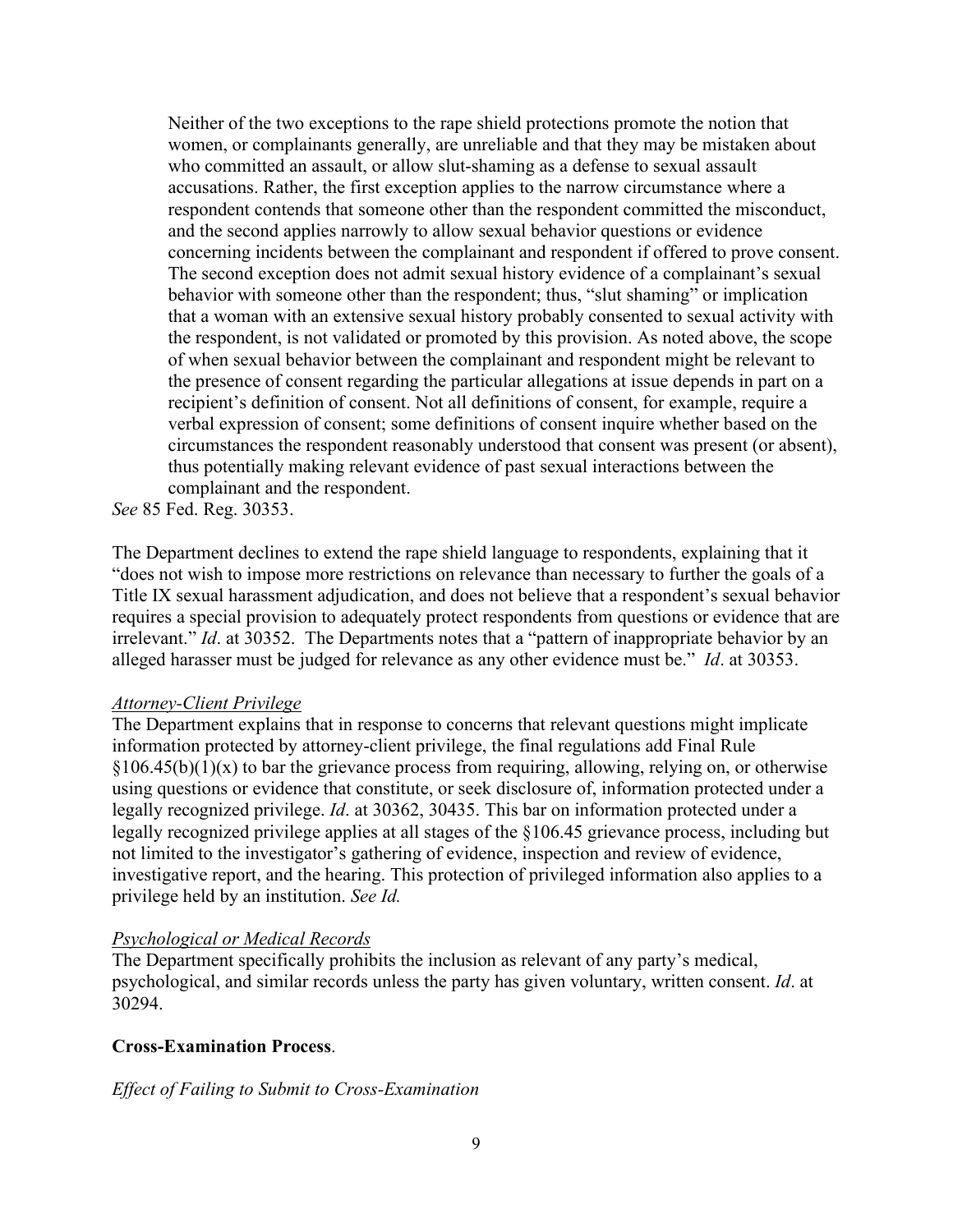> Neither of the two exceptions to the rape shield protections promote the notion that women, or complainants generally, are unreliable and that they may be mistaken about who committed an assault, or allow slut-shaming as a defense to sexual assault accusations. Rather, the first exception applies to the narrow circumstance where a respondent contends that someone other than the respondent committed the misconduct, and the second applies narrowly to allow sexual behavior questions or evidence concerning incidents between the complainant and respondent if offered to prove consent. The second exception does not admit sexual history evidence of a complainant's sexual behavior with someone other than the respondent; thus, "slut shaming" or implication that a woman with an extensive sexual history probably consented to sexual activity with the respondent, is not validated or promoted by this provision. As noted above, the scope of when sexual behavior between the complainant and respondent might be relevant to the presence of consent regarding the particular allegations at issue depends in part on a recipient's definition of consent. Not all definitions of consent, for example, require a verbal expression of consent; some definitions of consent inquire whether based on the circumstances the respondent reasonably understood that consent was present (or absent), thus potentially making relevant evidence of past sexual interactions between the complainant and the respondent.

*See* 85 Fed. Reg. 30353.

The Department declines to extend the rape shield language to respondents, explaining that it "does not wish to impose more restrictions on relevance than necessary to further the goals of a Title IX sexual harassment adjudication, and does not believe that a respondent's sexual behavior requires a special provision to adequately protect respondents from questions or evidence that are irrelevant." *Id*. at 30352. The Departments notes that a "pattern of inappropriate behavior by an alleged harasser must be judged for relevance as any other evidence must be." *Id*. at 30353.

*Attorney-Client Privilege*

The Department explains that in response to concerns that relevant questions might implicate information protected by attorney-client privilege, the final regulations add Final Rule §106.45(b)(1)(x) to bar the grievance process from requiring, allowing, relying on, or otherwise using questions or evidence that constitute, or seek disclosure of, information protected under a legally recognized privilege. *Id*. at 30362, 30435. This bar on information protected under a legally recognized privilege applies at all stages of the §106.45 grievance process, including but not limited to the investigator's gathering of evidence, inspection and review of evidence, investigative report, and the hearing. This protection of privileged information also applies to a privilege held by an institution. *See Id.*

*Psychological or Medical Records*

The Department specifically prohibits the inclusion as relevant of any party's medical, psychological, and similar records unless the party has given voluntary, written consent. *Id*. at 30294.

**Cross-Examination Process**.

*Effect of Failing to Submit to Cross-Examination*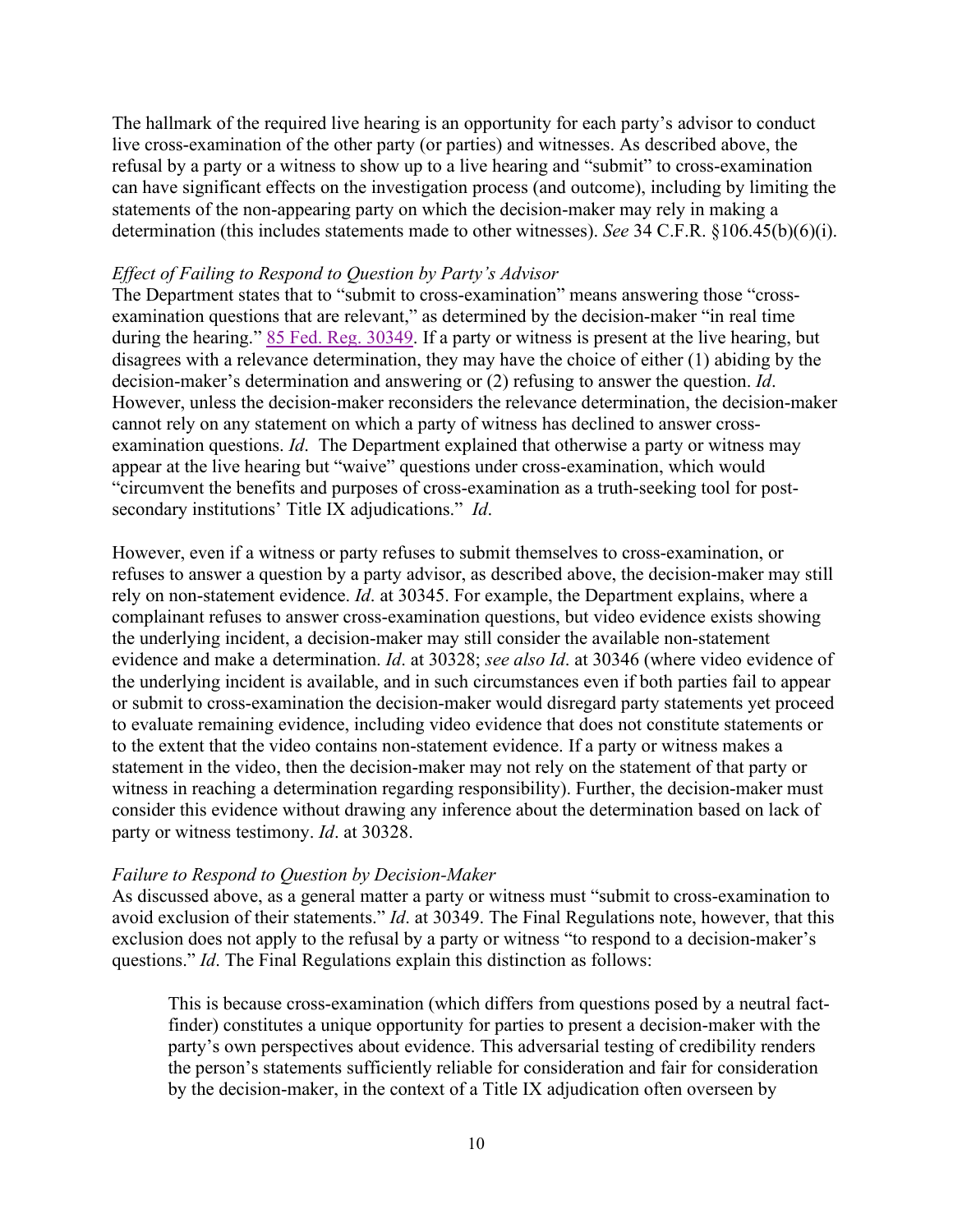The hallmark of the required live hearing is an opportunity for each party's advisor to conduct live cross-examination of the other party (or parties) and witnesses. As described above, the refusal by a party or a witness to show up to a live hearing and "submit" to cross-examination can have significant effects on the investigation process (and outcome), including by limiting the statements of the non-appearing party on which the decision-maker may rely in making a determination (this includes statements made to other witnesses). *See* 34 C.F.R. §106.45(b)(6)(i).

*Effect of Failing to Respond to Question by Party's Advisor*

The Department states that to "submit to cross-examination" means answering those "cross-examination questions that are relevant," as determined by the decision-maker "in real time during the hearing." [85 Fed. Reg. 30349](). If a party or witness is present at the live hearing, but disagrees with a relevance determination, they may have the choice of either (1) abiding by the decision-maker's determination and answering or (2) refusing to answer the question. *Id*. However, unless the decision-maker reconsiders the relevance determination, the decision-maker cannot rely on any statement on which a party of witness has declined to answer cross-examination questions. *Id*. The Department explained that otherwise a party or witness may appear at the live hearing but "waive" questions under cross-examination, which would "circumvent the benefits and purposes of cross-examination as a truth-seeking tool for post-secondary institutions' Title IX adjudications." *Id*.

However, even if a witness or party refuses to submit themselves to cross-examination, or refuses to answer a question by a party advisor, as described above, the decision-maker may still rely on non-statement evidence. *Id*. at 30345. For example, the Department explains, where a complainant refuses to answer cross-examination questions, but video evidence exists showing the underlying incident, a decision-maker may still consider the available non-statement evidence and make a determination. *Id*. at 30328; *see also Id*. at 30346 (where video evidence of the underlying incident is available, and in such circumstances even if both parties fail to appear or submit to cross-examination the decision-maker would disregard party statements yet proceed to evaluate remaining evidence, including video evidence that does not constitute statements or to the extent that the video contains non-statement evidence. If a party or witness makes a statement in the video, then the decision-maker may not rely on the statement of that party or witness in reaching a determination regarding responsibility). Further, the decision-maker must consider this evidence without drawing any inference about the determination based on lack of party or witness testimony. *Id*. at 30328.

*Failure to Respond to Question by Decision-Maker*

As discussed above, as a general matter a party or witness must "submit to cross-examination to avoid exclusion of their statements." *Id*. at 30349. The Final Regulations note, however, that this exclusion does not apply to the refusal by a party or witness "to respond to a decision-maker's questions." *Id*. The Final Regulations explain this distinction as follows:

> This is because cross-examination (which differs from questions posed by a neutral fact-finder) constitutes a unique opportunity for parties to present a decision-maker with the party's own perspectives about evidence. This adversarial testing of credibility renders the person's statements sufficiently reliable for consideration and fair for consideration by the decision-maker, in the context of a Title IX adjudication often overseen by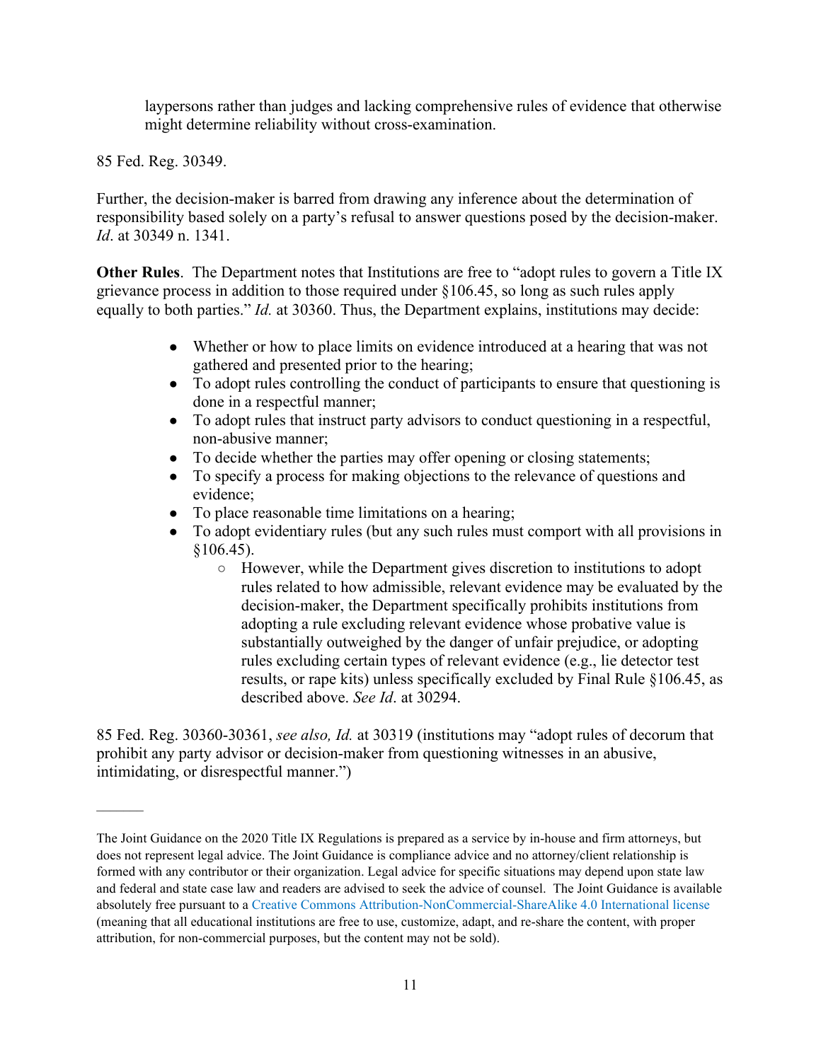> laypersons rather than judges and lacking comprehensive rules of evidence that otherwise might determine reliability without cross-examination.

85 Fed. Reg. 30349.

Further, the decision-maker is barred from drawing any inference about the determination of responsibility based solely on a party's refusal to answer questions posed by the decision-maker. *Id*. at 30349 n. 1341.

**Other Rules**. The Department notes that Institutions are free to "adopt rules to govern a Title IX grievance process in addition to those required under §106.45, so long as such rules apply equally to both parties." *Id.* at 30360. Thus, the Department explains, institutions may decide:

- Whether or how to place limits on evidence introduced at a hearing that was not gathered and presented prior to the hearing;
- To adopt rules controlling the conduct of participants to ensure that questioning is done in a respectful manner;
- To adopt rules that instruct party advisors to conduct questioning in a respectful, non-abusive manner;
- To decide whether the parties may offer opening or closing statements;
- To specify a process for making objections to the relevance of questions and evidence;
- To place reasonable time limitations on a hearing;
- To adopt evidentiary rules (but any such rules must comport with all provisions in §106.45).
    - However, while the Department gives discretion to institutions to adopt rules related to how admissible, relevant evidence may be evaluated by the decision-maker, the Department specifically prohibits institutions from adopting a rule excluding relevant evidence whose probative value is substantially outweighed by the danger of unfair prejudice, or adopting rules excluding certain types of relevant evidence (e.g., lie detector test results, or rape kits) unless specifically excluded by Final Rule §106.45, as described above. *See Id*. at 30294.

85 Fed. Reg. 30360-30361, *see also, Id.* at 30319 (institutions may "adopt rules of decorum that prohibit any party advisor or decision-maker from questioning witnesses in an abusive, intimidating, or disrespectful manner.")

---

The Joint Guidance on the 2020 Title IX Regulations is prepared as a service by in-house and firm attorneys, but does not represent legal advice. The Joint Guidance is compliance advice and no attorney/client relationship is formed with any contributor or their organization. Legal advice for specific situations may depend upon state law and federal and state case law and readers are advised to seek the advice of counsel. The Joint Guidance is available absolutely free pursuant to a Creative Commons Attribution-NonCommercial-ShareAlike 4.0 International license (meaning that all educational institutions are free to use, customize, adapt, and re-share the content, with proper attribution, for non-commercial purposes, but the content may not be sold).